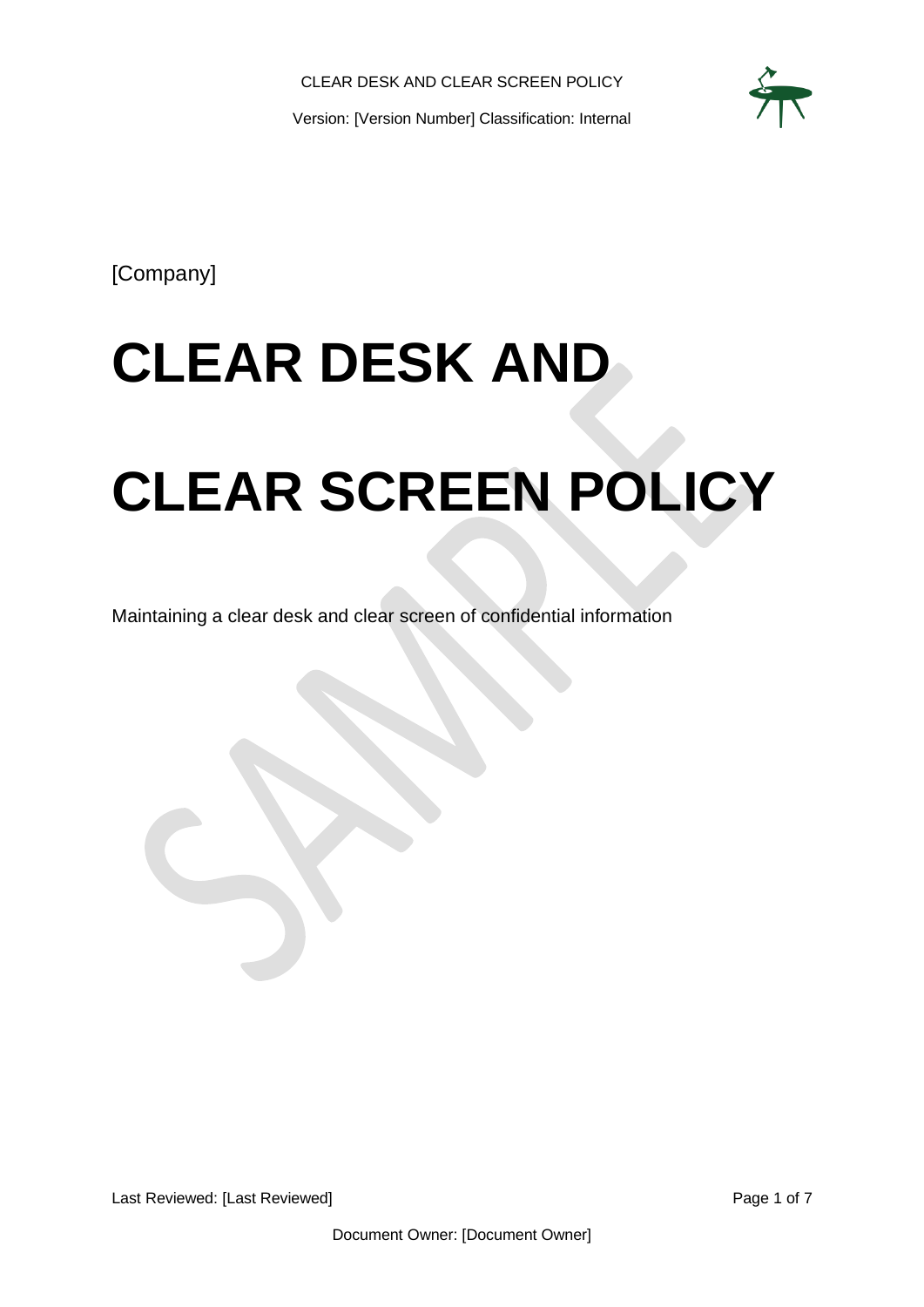[Company]

# CLEAR DESK AND CLEAR SCREEN POLICY

Maintaining a clear desk and clear screen of confidential information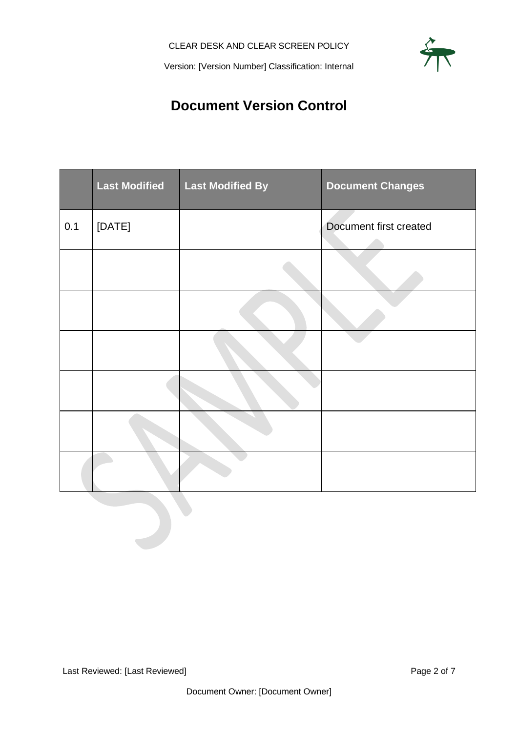# Document Version Control

| | Last Modified | Last Modified By | Document Changes |
|---|---|---|---|
| 0.1 | [DATE] | | Document first created |
| | | | |
| | | | |
| | | | |
| | | | |
| | | | |
| | | | |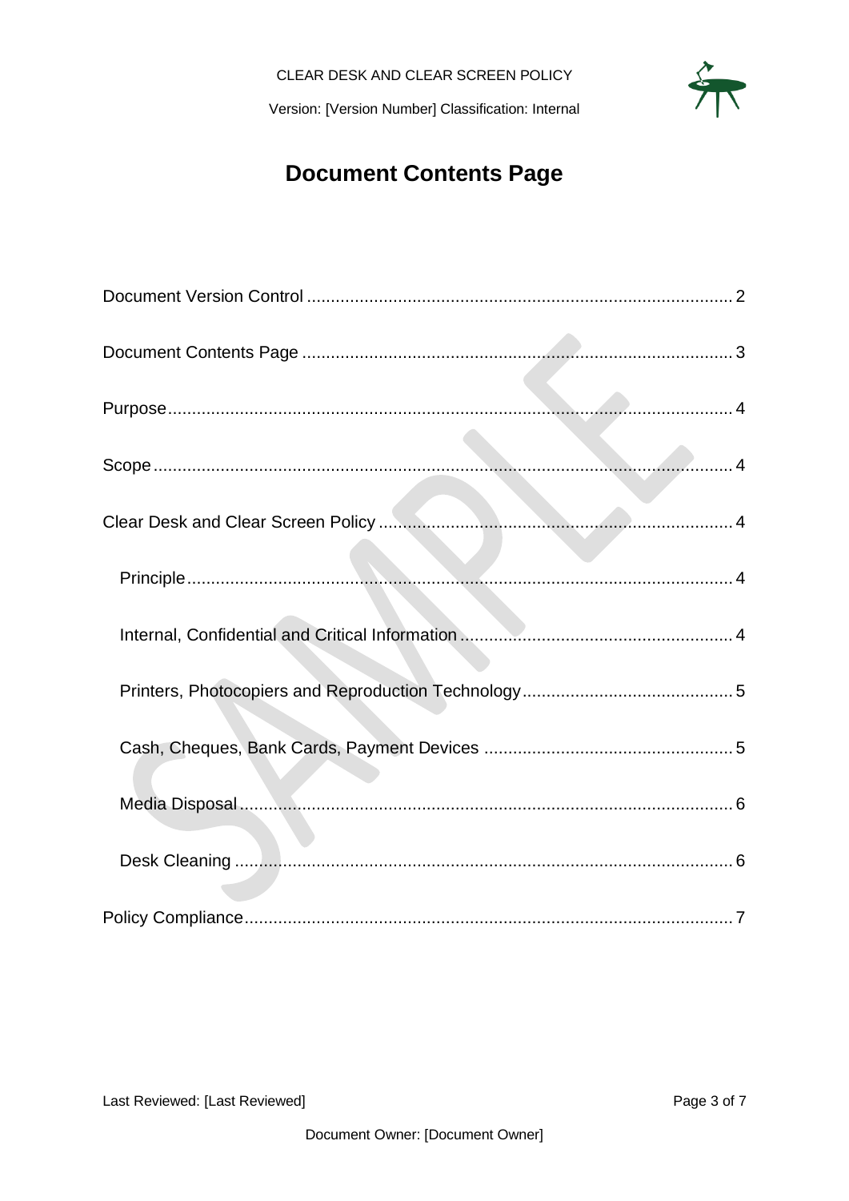# Document Contents Page

- Document Version Control ........ 2
- Document Contents Page ........ 3
- Purpose ........ 4
- Scope ........ 4
- Clear Desk and Clear Screen Policy ........ 4
  - Principle ........ 4
  - Internal, Confidential and Critical Information ........ 4
  - Printers, Photocopiers and Reproduction Technology ........ 5
  - Cash, Cheques, Bank Cards, Payment Devices ........ 5
  - Media Disposal ........ 6
  - Desk Cleaning ........ 6
- Policy Compliance ........ 7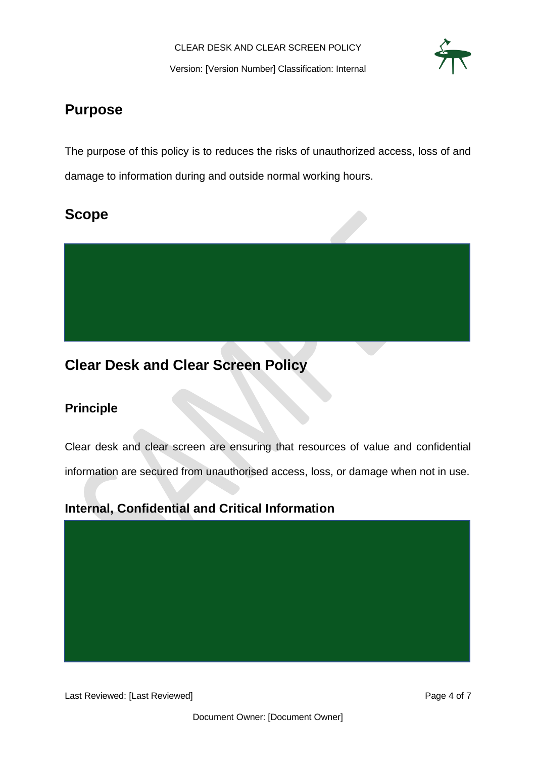# Purpose

The purpose of this policy is to reduces the risks of unauthorized access, loss of and damage to information during and outside normal working hours.

# Scope

# Clear Desk and Clear Screen Policy

## Principle

Clear desk and clear screen are ensuring that resources of value and confidential information are secured from unauthorised access, loss, or damage when not in use.

## Internal, Confidential and Critical Information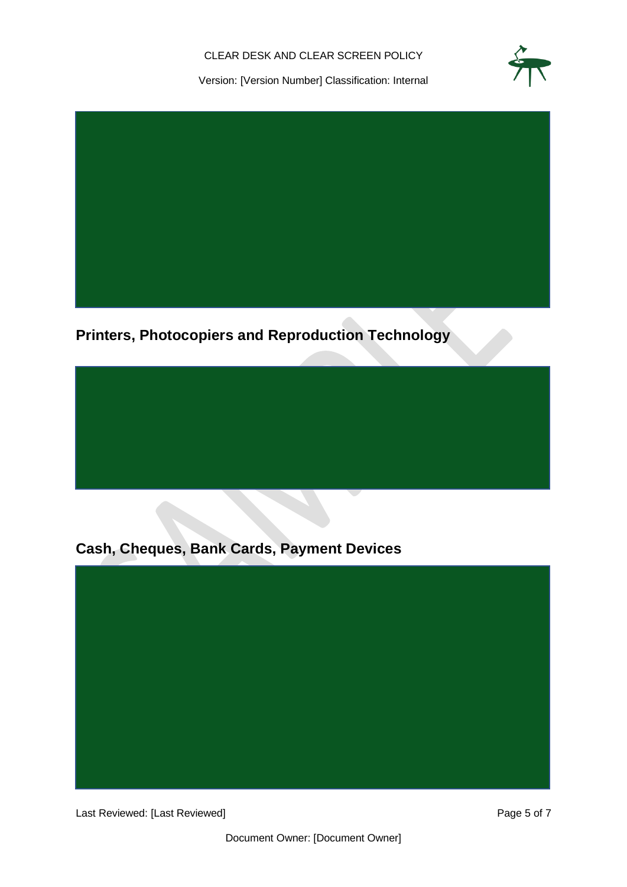## Printers, Photocopiers and Reproduction Technology

## Cash, Cheques, Bank Cards, Payment Devices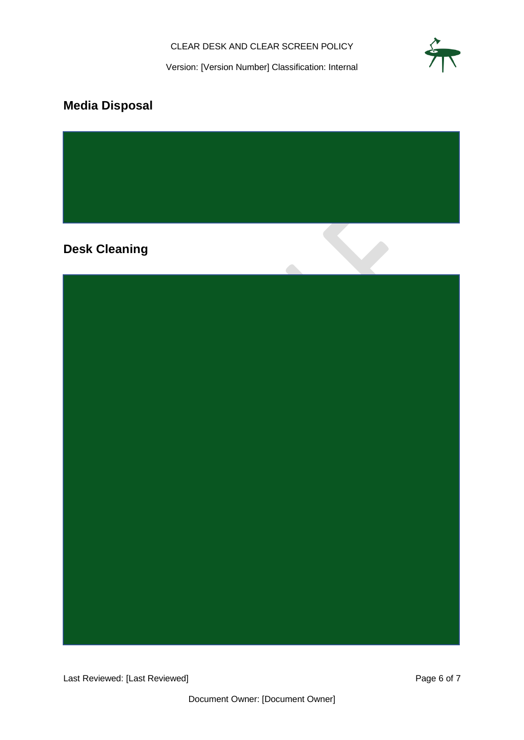## Media Disposal

## Desk Cleaning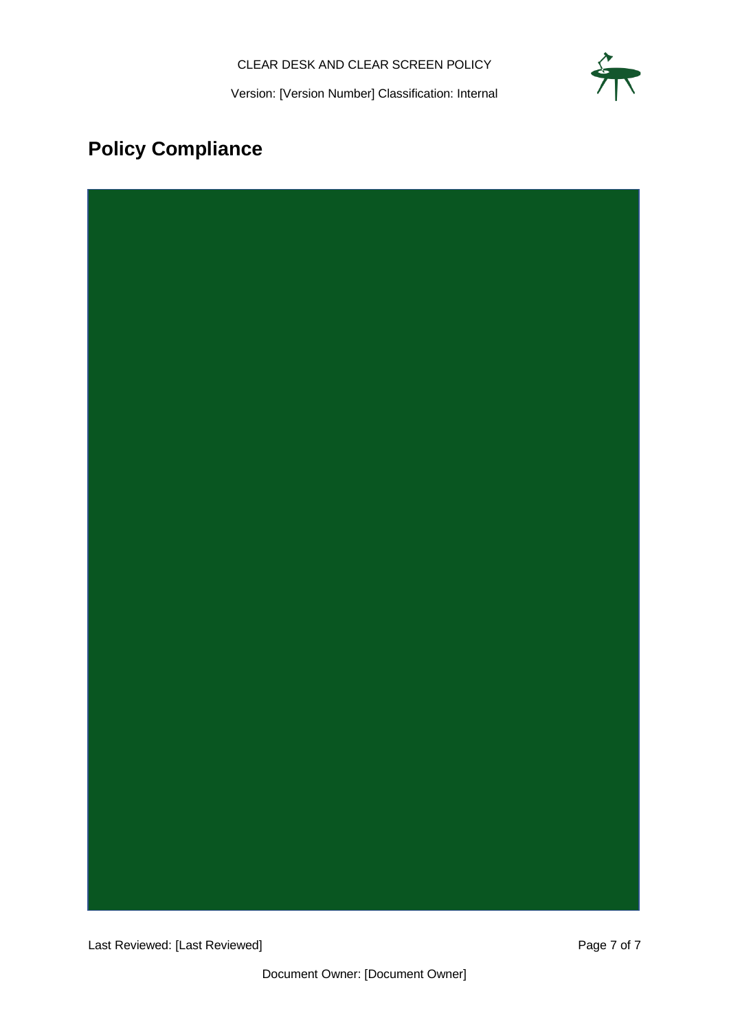## Policy Compliance